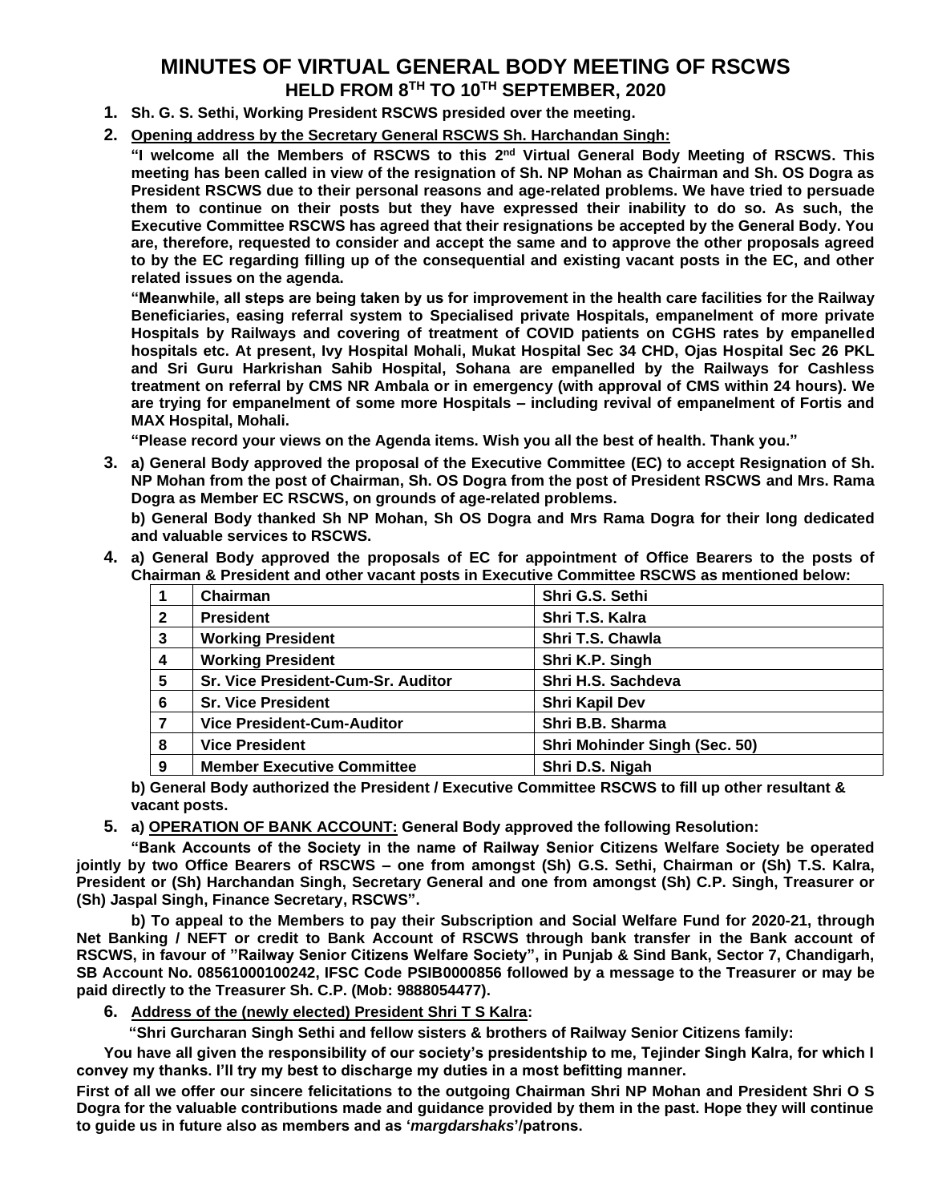# MINUTES OF VIRTUAL GENERAL BODY MEETING OF RSCWS
## HELD FROM 8TH TO 10TH SEPTEMBER, 2020

1. **Sh. G. S. Sethi, Working President RSCWS presided over the meeting.**

2. **Opening address by the Secretary General RSCWS Sh. Harchandan Singh:**

   **"I welcome all the Members of RSCWS to this 2nd Virtual General Body Meeting of RSCWS. This meeting has been called in view of the resignation of Sh. NP Mohan as Chairman and Sh. OS Dogra as President RSCWS due to their personal reasons and age-related problems. We have tried to persuade them to continue on their posts but they have expressed their inability to do so. As such, the Executive Committee RSCWS has agreed that their resignations be accepted by the General Body. You are, therefore, requested to consider and accept the same and to approve the other proposals agreed to by the EC regarding filling up of the consequential and existing vacant posts in the EC, and other related issues on the agenda.**

   **"Meanwhile, all steps are being taken by us for improvement in the health care facilities for the Railway Beneficiaries, easing referral system to Specialised private Hospitals, empanelment of more private Hospitals by Railways and covering of treatment of COVID patients on CGHS rates by empanelled hospitals etc. At present, Ivy Hospital Mohali, Mukat Hospital Sec 34 CHD, Ojas Hospital Sec 26 PKL and Sri Guru Harkrishan Sahib Hospital, Sohana are empanelled by the Railways for Cashless treatment on referral by CMS NR Ambala or in emergency (with approval of CMS within 24 hours). We are trying for empanelment of some more Hospitals – including revival of empanelment of Fortis and MAX Hospital, Mohali.**

   **"Please record your views on the Agenda items. Wish you all the best of health. Thank you."**

3. **a) General Body approved the proposal of the Executive Committee (EC) to accept Resignation of Sh. NP Mohan from the post of Chairman, Sh. OS Dogra from the post of President RSCWS and Mrs. Rama Dogra as Member EC RSCWS, on grounds of age-related problems.**

   **b) General Body thanked Sh NP Mohan, Sh OS Dogra and Mrs Rama Dogra for their long dedicated and valuable services to RSCWS.**

4. **a) General Body approved the proposals of EC for appointment of Office Bearers to the posts of Chairman & President and other vacant posts in Executive Committee RSCWS as mentioned below:**

| 1 | Chairman | Shri G.S. Sethi |
|---|---|---|
| 2 | President | Shri T.S. Kalra |
| 3 | Working President | Shri T.S. Chawla |
| 4 | Working President | Shri K.P. Singh |
| 5 | Sr. Vice President-Cum-Sr. Auditor | Shri H.S. Sachdeva |
| 6 | Sr. Vice President | Shri Kapil Dev |
| 7 | Vice President-Cum-Auditor | Shri B.B. Sharma |
| 8 | Vice President | Shri Mohinder Singh (Sec. 50) |
| 9 | Member Executive Committee | Shri D.S. Nigah |

   **b) General Body authorized the President / Executive Committee RSCWS to fill up other resultant & vacant posts.**

5. **a) OPERATION OF BANK ACCOUNT: General Body approved the following Resolution:**

   **"Bank Accounts of the Society in the name of Railway Senior Citizens Welfare Society be operated jointly by two Office Bearers of RSCWS – one from amongst (Sh) G.S. Sethi, Chairman or (Sh) T.S. Kalra, President or (Sh) Harchandan Singh, Secretary General and one from amongst (Sh) C.P. Singh, Treasurer or (Sh) Jaspal Singh, Finance Secretary, RSCWS".**

   **b) To appeal to the Members to pay their Subscription and Social Welfare Fund for 2020-21, through Net Banking / NEFT or credit to Bank Account of RSCWS through bank transfer in the Bank account of RSCWS, in favour of "Railway Senior Citizens Welfare Society", in Punjab & Sind Bank, Sector 7, Chandigarh, SB Account No. 08561000100242, IFSC Code PSIB0000856 followed by a message to the Treasurer or may be paid directly to the Treasurer Sh. C.P. (Mob: 9888054477).**

6. **Address of the (newly elected) President Shri T S Kalra:**

   **"Shri Gurcharan Singh Sethi and fellow sisters & brothers of Railway Senior Citizens family:**

   **You have all given the responsibility of our society's presidentship to me, Tejinder Singh Kalra, for which I convey my thanks. I'll try my best to discharge my duties in a most befitting manner.**

   **First of all we offer our sincere felicitations to the outgoing Chairman Shri NP Mohan and President Shri O S Dogra for the valuable contributions made and guidance provided by them in the past. Hope they will continue to guide us in future also as members and as '*margdarshaks*'/patrons.**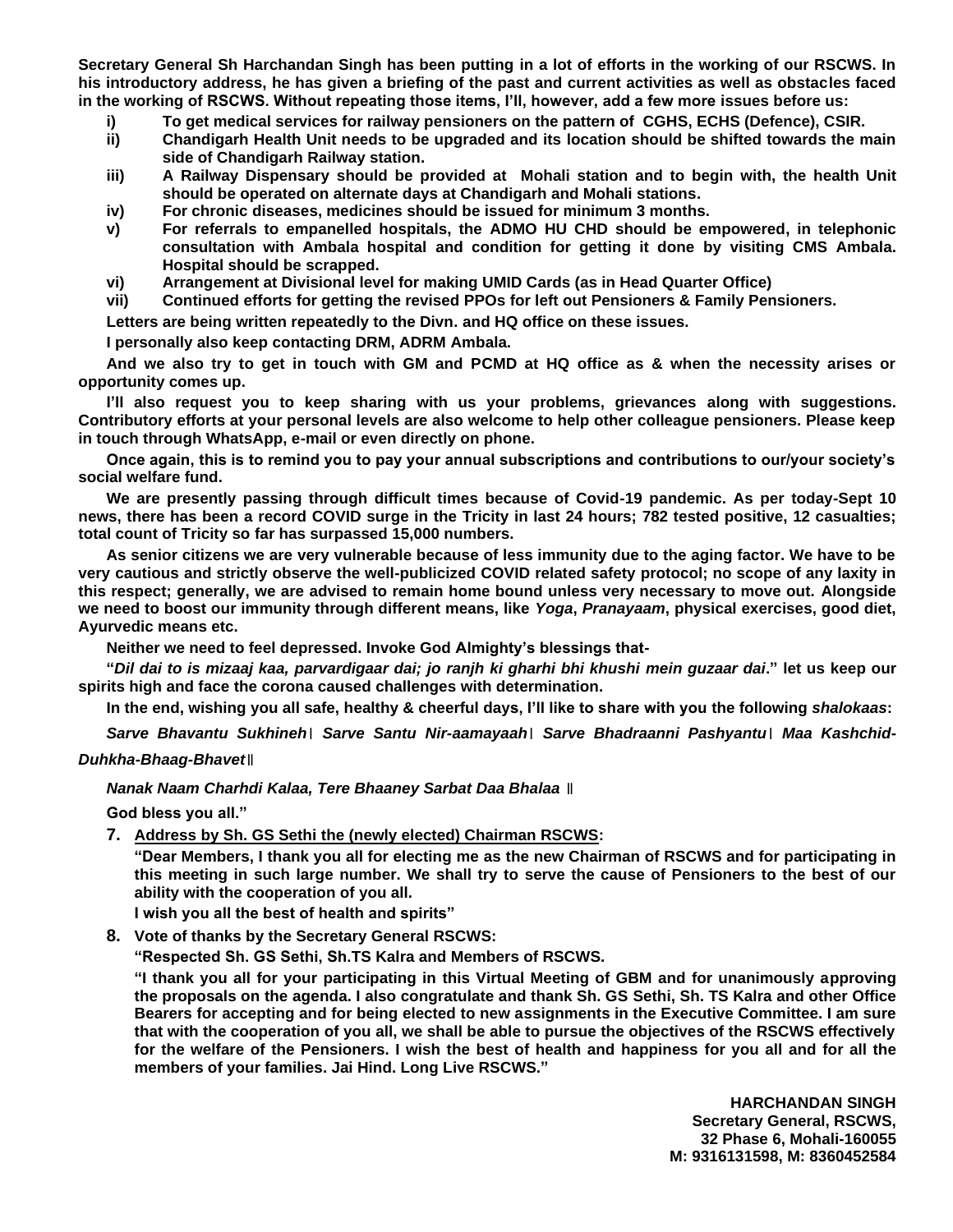**Secretary General Sh Harchandan Singh has been putting in a lot of efforts in the working of our RSCWS. In his introductory address, he has given a briefing of the past and current activities as well as obstacles faced in the working of RSCWS. Without repeating those items, I'll, however, add a few more issues before us:**

- **i) To get medical services for railway pensioners on the pattern of CGHS, ECHS (Defence), CSIR.**
- **ii) Chandigarh Health Unit needs to be upgraded and its location should be shifted towards the main side of Chandigarh Railway station.**
- **iii) A Railway Dispensary should be provided at Mohali station and to begin with, the health Unit should be operated on alternate days at Chandigarh and Mohali stations.**
- **iv) For chronic diseases, medicines should be issued for minimum 3 months.**
- **v) For referrals to empanelled hospitals, the ADMO HU CHD should be empowered, in telephonic consultation with Ambala hospital and condition for getting it done by visiting CMS Ambala. Hospital should be scrapped.**
- **vi) Arrangement at Divisional level for making UMID Cards (as in Head Quarter Office)**
- **vii) Continued efforts for getting the revised PPOs for left out Pensioners & Family Pensioners.**

**Letters are being written repeatedly to the Divn. and HQ office on these issues.**

**I personally also keep contacting DRM, ADRM Ambala.**

**And we also try to get in touch with GM and PCMD at HQ office as & when the necessity arises or opportunity comes up.**

**I'll also request you to keep sharing with us your problems, grievances along with suggestions. Contributory efforts at your personal levels are also welcome to help other colleague pensioners. Please keep in touch through WhatsApp, e-mail or even directly on phone.**

**Once again, this is to remind you to pay your annual subscriptions and contributions to our/your society's social welfare fund.**

**We are presently passing through difficult times because of Covid-19 pandemic. As per today-Sept 10 news, there has been a record COVID surge in the Tricity in last 24 hours; 782 tested positive, 12 casualties; total count of Tricity so far has surpassed 15,000 numbers.**

**As senior citizens we are very vulnerable because of less immunity due to the aging factor. We have to be very cautious and strictly observe the well-publicized COVID related safety protocol; no scope of any laxity in this respect; generally, we are advised to remain home bound unless very necessary to move out. Alongside we need to boost our immunity through different means, like *Yoga*, *Pranayaam*, physical exercises, good diet, Ayurvedic means etc.**

**Neither we need to feel depressed. Invoke God Almighty's blessings that-**

**"*Dil dai to is mizaaj kaa, parvardigaar dai; jo ranjh ki gharhi bhi khushi mein guzaar dai*." let us keep our spirits high and face the corona caused challenges with determination.**

**In the end, wishing you all safe, healthy & cheerful days, I'll like to share with you the following *shalokaas*:**

***Sarve Bhavantu Sukhineh। Sarve Santu Nir-aamayaah। Sarve Bhadraanni Pashyantu। Maa Kashchid-Duhkha-Bhaag-Bhavet॥***

***Nanak Naam Charhdi Kalaa, Tere Bhaaney Sarbat Daa Bhalaa ॥***

**God bless you all."**

**7. <u>Address by Sh. GS Sethi the (newly elected) Chairman RSCWS</u>:**

**"Dear Members, I thank you all for electing me as the new Chairman of RSCWS and for participating in this meeting in such large number. We shall try to serve the cause of Pensioners to the best of our ability with the cooperation of you all.**

**I wish you all the best of health and spirits"**

**8. Vote of thanks by the Secretary General RSCWS:**

**"Respected Sh. GS Sethi, Sh.TS Kalra and Members of RSCWS.**

**"I thank you all for your participating in this Virtual Meeting of GBM and for unanimously approving the proposals on the agenda. I also congratulate and thank Sh. GS Sethi, Sh. TS Kalra and other Office Bearers for accepting and for being elected to new assignments in the Executive Committee. I am sure that with the cooperation of you all, we shall be able to pursue the objectives of the RSCWS effectively for the welfare of the Pensioners. I wish the best of health and happiness for you all and for all the members of your families. Jai Hind. Long Live RSCWS."**

**HARCHANDAN SINGH**
**Secretary General, RSCWS,**
**32 Phase 6, Mohali-160055**
**M: 9316131598, M: 8360452584**